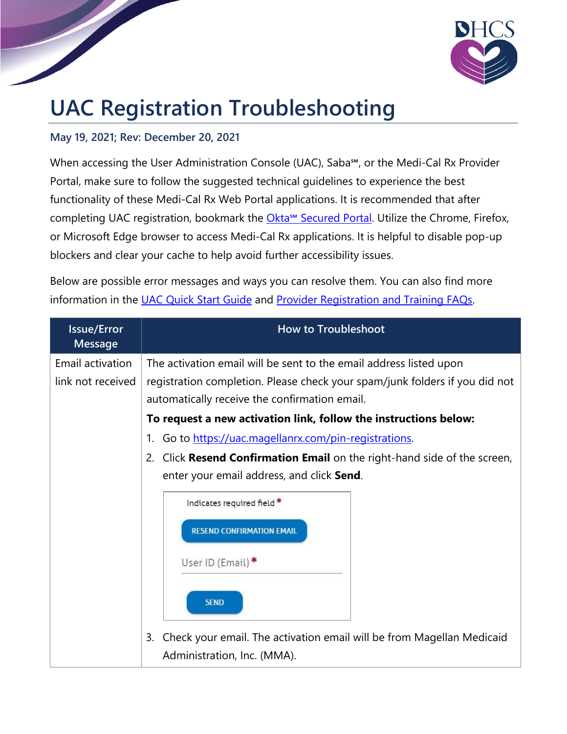# UAC Registration Troubleshooting

**May 19, 2021; Rev: December 20, 2021**

When accessing the User Administration Console (UAC), Saba℠, or the Medi-Cal Rx Provider Portal, make sure to follow the suggested technical guidelines to experience the best functionality of these Medi-Cal Rx Web Portal applications. It is recommended that after completing UAC registration, bookmark the Okta℠ Secured Portal. Utilize the Chrome, Firefox, or Microsoft Edge browser to access Medi-Cal Rx applications. It is helpful to disable pop-up blockers and clear your cache to help avoid further accessibility issues.

Below are possible error messages and ways you can resolve them. You can also find more information in the UAC Quick Start Guide and Provider Registration and Training FAQs.

| Issue/Error Message | How to Troubleshoot |
| --- | --- |
| Email activation link not received | The activation email will be sent to the email address listed upon registration completion. Please check your spam/junk folders if you did not automatically receive the confirmation email.<br>**To request a new activation link, follow the instructions below:**<br>1. Go to https://uac.magellanrx.com/pin-registrations.<br>2. Click **Resend Confirmation Email** on the right-hand side of the screen, enter your email address, and click **Send**.<br>Indicates required field *<br>RESEND CONFIRMATION EMAIL<br>User ID (Email) *<br>SEND<br>3. Check your email. The activation email will be from Magellan Medicaid Administration, Inc. (MMA). |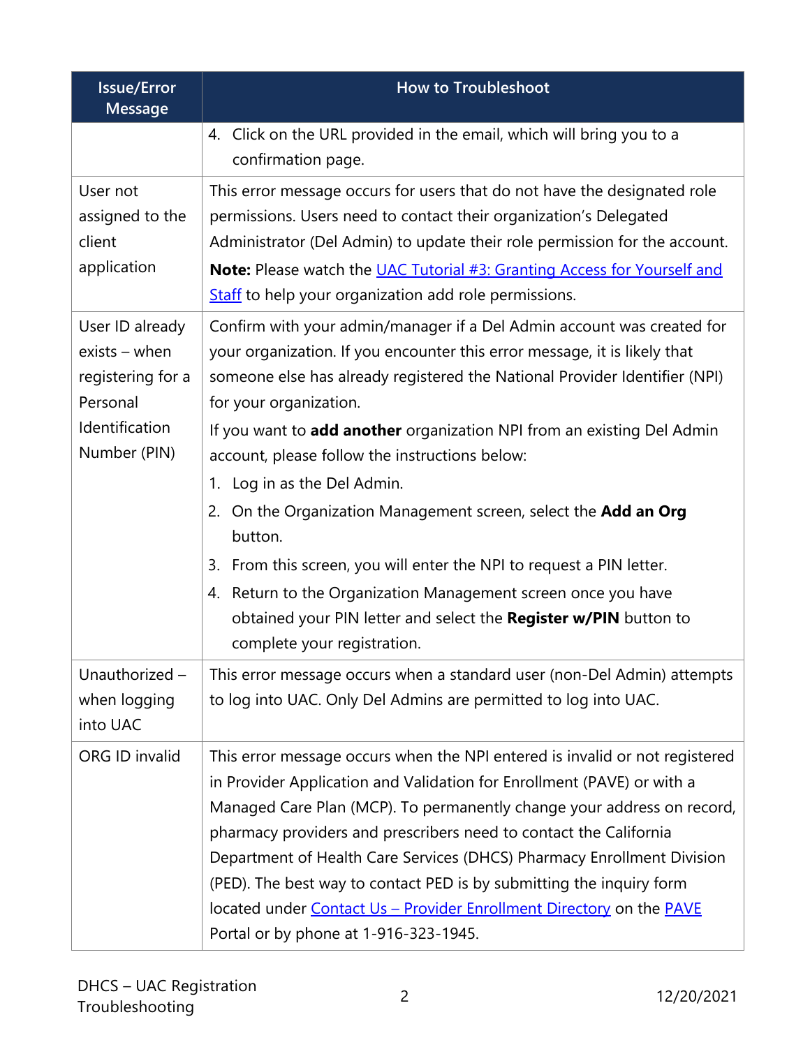| Issue/Error Message | How to Troubleshoot |
|---|---|
| | 4. Click on the URL provided in the email, which will bring you to a confirmation page. |
| User not assigned to the client application | This error message occurs for users that do not have the designated role permissions. Users need to contact their organization's Delegated Administrator (Del Admin) to update their role permission for the account.<br>**Note:** Please watch the [UAC Tutorial #3: Granting Access for Yourself and Staff]() to help your organization add role permissions. |
| User ID already exists – when registering for a Personal Identification Number (PIN) | Confirm with your admin/manager if a Del Admin account was created for your organization. If you encounter this error message, it is likely that someone else has already registered the National Provider Identifier (NPI) for your organization.<br>If you want to **add another** organization NPI from an existing Del Admin account, please follow the instructions below:<br>1. Log in as the Del Admin.<br>2. On the Organization Management screen, select the **Add an Org** button.<br>3. From this screen, you will enter the NPI to request a PIN letter.<br>4. Return to the Organization Management screen once you have obtained your PIN letter and select the **Register w/PIN** button to complete your registration. |
| Unauthorized – when logging into UAC | This error message occurs when a standard user (non-Del Admin) attempts to log into UAC. Only Del Admins are permitted to log into UAC. |
| ORG ID invalid | This error message occurs when the NPI entered is invalid or not registered in Provider Application and Validation for Enrollment (PAVE) or with a Managed Care Plan (MCP). To permanently change your address on record, pharmacy providers and prescribers need to contact the California Department of Health Care Services (DHCS) Pharmacy Enrollment Division (PED). The best way to contact PED is by submitting the inquiry form located under [Contact Us – Provider Enrollment Directory]() on the [PAVE]() Portal or by phone at 1-916-323-1945. |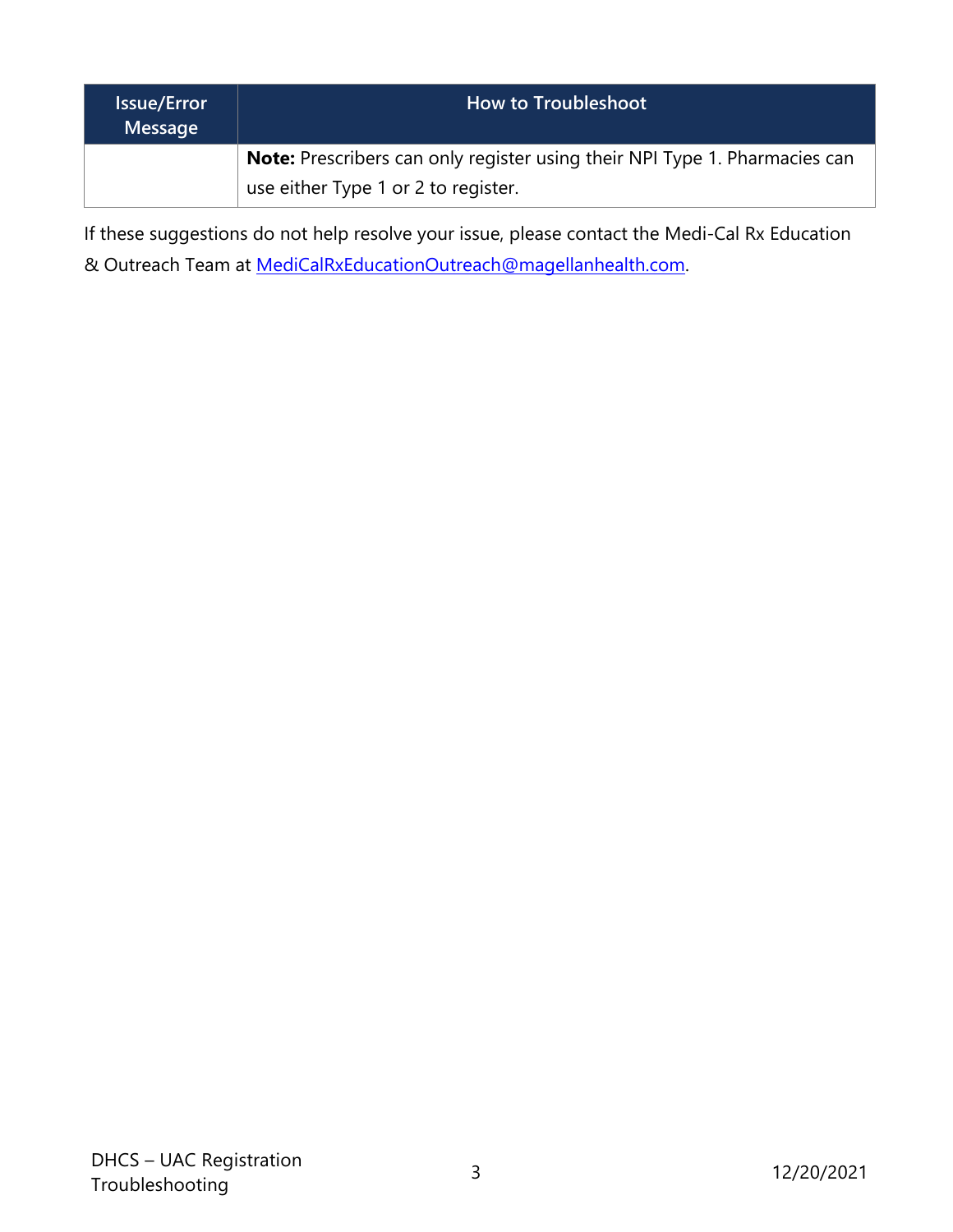| Issue/Error Message | How to Troubleshoot |
|---|---|
| | **Note:** Prescribers can only register using their NPI Type 1. Pharmacies can use either Type 1 or 2 to register. |

If these suggestions do not help resolve your issue, please contact the Medi-Cal Rx Education & Outreach Team at [MediCalRxEducationOutreach@magellanhealth.com](mailto:MediCalRxEducationOutreach@magellanhealth.com).